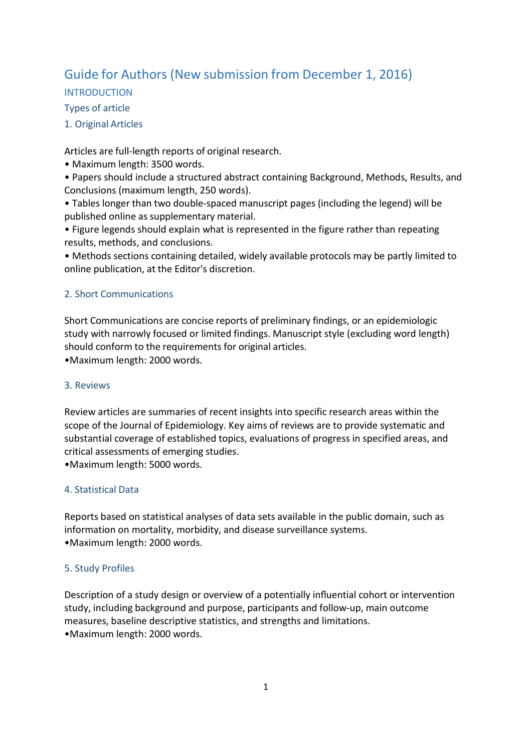# Guide for Authors (New submission from December 1, 2016)

## INTRODUCTION

### Types of article

### 1. Original Articles

Articles are full-length reports of original research.

- Maximum length: 3500 words.
- Papers should include a structured abstract containing Background, Methods, Results, and Conclusions (maximum length, 250 words).
- Tables longer than two double-spaced manuscript pages (including the legend) will be published online as supplementary material.
- Figure legends should explain what is represented in the figure rather than repeating results, methods, and conclusions.
- Methods sections containing detailed, widely available protocols may be partly limited to online publication, at the Editor's discretion.

### 2. Short Communications

Short Communications are concise reports of preliminary findings, or an epidemiologic study with narrowly focused or limited findings. Manuscript style (excluding word length) should conform to the requirements for original articles.

- Maximum length: 2000 words.

### 3. Reviews

Review articles are summaries of recent insights into specific research areas within the scope of the Journal of Epidemiology. Key aims of reviews are to provide systematic and substantial coverage of established topics, evaluations of progress in specified areas, and critical assessments of emerging studies.

- Maximum length: 5000 words.

### 4. Statistical Data

Reports based on statistical analyses of data sets available in the public domain, such as information on mortality, morbidity, and disease surveillance systems.

- Maximum length: 2000 words.

### 5. Study Profiles

Description of a study design or overview of a potentially influential cohort or intervention study, including background and purpose, participants and follow-up, main outcome measures, baseline descriptive statistics, and strengths and limitations.

- Maximum length: 2000 words.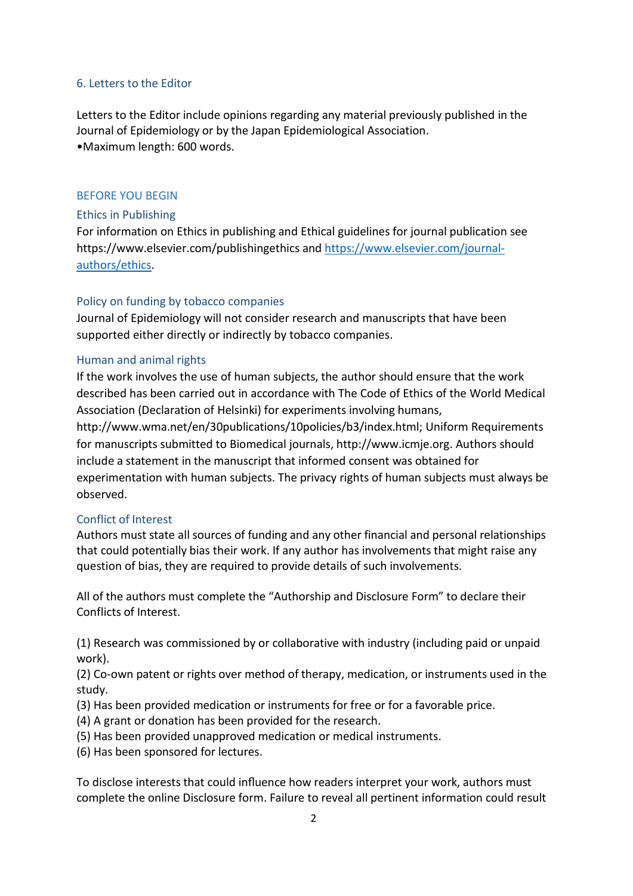### 6. Letters to the Editor

Letters to the Editor include opinions regarding any material previously published in the Journal of Epidemiology or by the Japan Epidemiological Association.

- Maximum length: 600 words.

## BEFORE YOU BEGIN

### Ethics in Publishing

For information on Ethics in publishing and Ethical guidelines for journal publication see https://www.elsevier.com/publishingethics and https://www.elsevier.com/journal-authors/ethics.

### Policy on funding by tobacco companies

Journal of Epidemiology will not consider research and manuscripts that have been supported either directly or indirectly by tobacco companies.

### Human and animal rights

If the work involves the use of human subjects, the author should ensure that the work described has been carried out in accordance with The Code of Ethics of the World Medical Association (Declaration of Helsinki) for experiments involving humans, http://www.wma.net/en/30publications/10policies/b3/index.html; Uniform Requirements for manuscripts submitted to Biomedical journals, http://www.icmje.org. Authors should include a statement in the manuscript that informed consent was obtained for experimentation with human subjects. The privacy rights of human subjects must always be observed.

### Conflict of Interest

Authors must state all sources of funding and any other financial and personal relationships that could potentially bias their work. If any author has involvements that might raise any question of bias, they are required to provide details of such involvements.

All of the authors must complete the “Authorship and Disclosure Form” to declare their Conflicts of Interest.

(1) Research was commissioned by or collaborative with industry (including paid or unpaid work).
(2) Co-own patent or rights over method of therapy, medication, or instruments used in the study.
(3) Has been provided medication or instruments for free or for a favorable price.
(4) A grant or donation has been provided for the research.
(5) Has been provided unapproved medication or medical instruments.
(6) Has been sponsored for lectures.

To disclose interests that could influence how readers interpret your work, authors must complete the online Disclosure form. Failure to reveal all pertinent information could result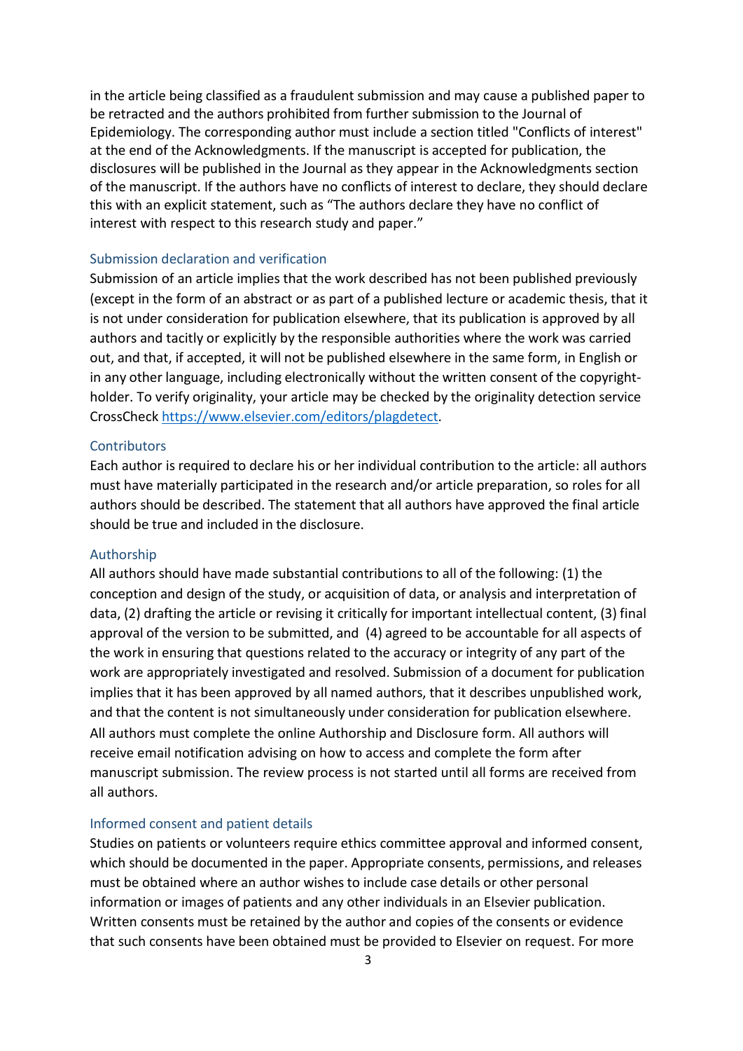in the article being classified as a fraudulent submission and may cause a published paper to be retracted and the authors prohibited from further submission to the Journal of Epidemiology. The corresponding author must include a section titled "Conflicts of interest" at the end of the Acknowledgments. If the manuscript is accepted for publication, the disclosures will be published in the Journal as they appear in the Acknowledgments section of the manuscript. If the authors have no conflicts of interest to declare, they should declare this with an explicit statement, such as "The authors declare they have no conflict of interest with respect to this research study and paper."

### Submission declaration and verification

Submission of an article implies that the work described has not been published previously (except in the form of an abstract or as part of a published lecture or academic thesis, that it is not under consideration for publication elsewhere, that its publication is approved by all authors and tacitly or explicitly by the responsible authorities where the work was carried out, and that, if accepted, it will not be published elsewhere in the same form, in English or in any other language, including electronically without the written consent of the copyright-holder. To verify originality, your article may be checked by the originality detection service CrossCheck https://www.elsevier.com/editors/plagdetect.

### Contributors

Each author is required to declare his or her individual contribution to the article: all authors must have materially participated in the research and/or article preparation, so roles for all authors should be described. The statement that all authors have approved the final article should be true and included in the disclosure.

### Authorship

All authors should have made substantial contributions to all of the following: (1) the conception and design of the study, or acquisition of data, or analysis and interpretation of data, (2) drafting the article or revising it critically for important intellectual content, (3) final approval of the version to be submitted, and (4) agreed to be accountable for all aspects of the work in ensuring that questions related to the accuracy or integrity of any part of the work are appropriately investigated and resolved. Submission of a document for publication implies that it has been approved by all named authors, that it describes unpublished work, and that the content is not simultaneously under consideration for publication elsewhere. All authors must complete the online Authorship and Disclosure form. All authors will receive email notification advising on how to access and complete the form after manuscript submission. The review process is not started until all forms are received from all authors.

### Informed consent and patient details

Studies on patients or volunteers require ethics committee approval and informed consent, which should be documented in the paper. Appropriate consents, permissions, and releases must be obtained where an author wishes to include case details or other personal information or images of patients and any other individuals in an Elsevier publication. Written consents must be retained by the author and copies of the consents or evidence that such consents have been obtained must be provided to Elsevier on request. For more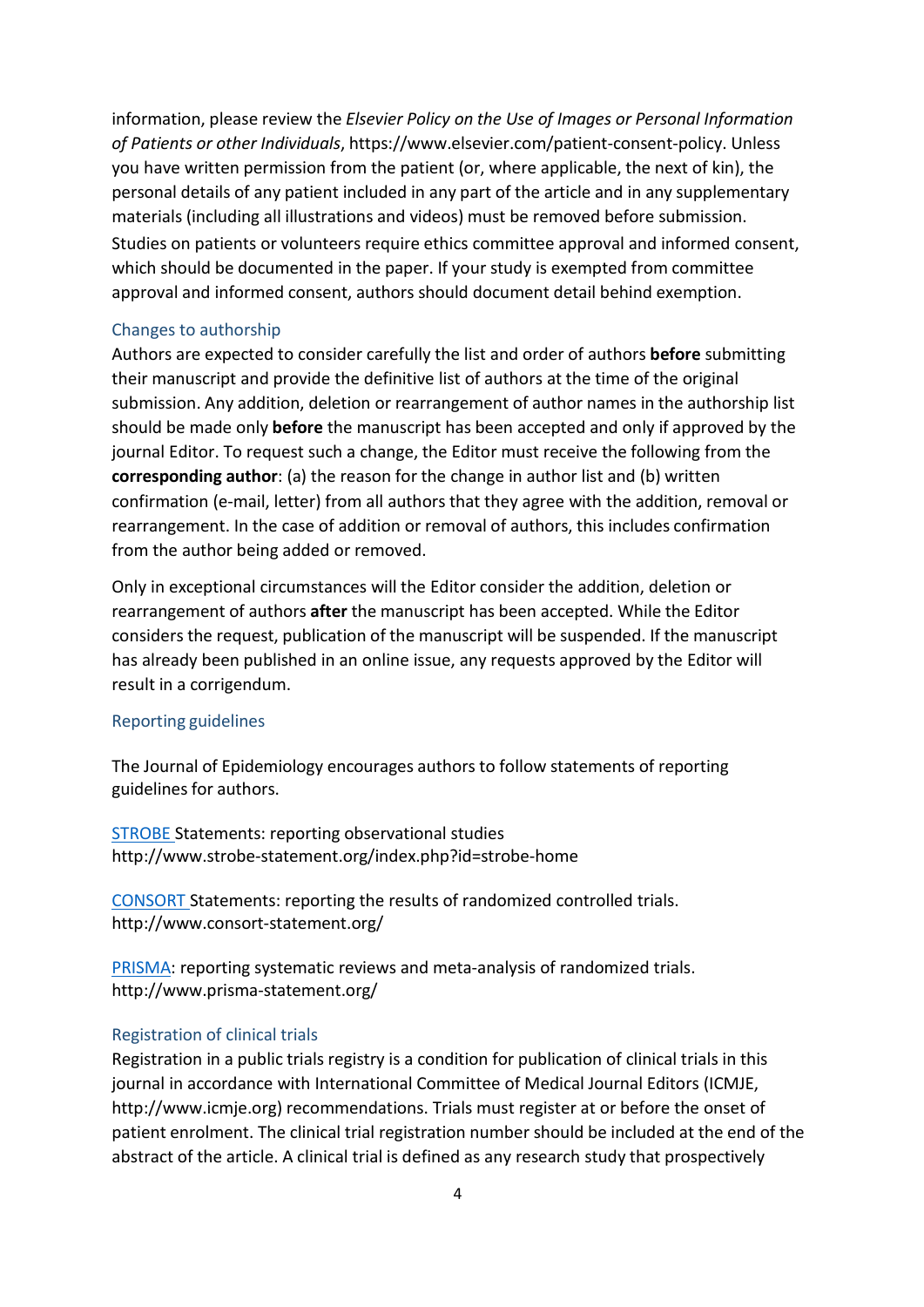information, please review the *Elsevier Policy on the Use of Images or Personal Information of Patients or other Individuals*, https://www.elsevier.com/patient-consent-policy. Unless you have written permission from the patient (or, where applicable, the next of kin), the personal details of any patient included in any part of the article and in any supplementary materials (including all illustrations and videos) must be removed before submission. Studies on patients or volunteers require ethics committee approval and informed consent, which should be documented in the paper. If your study is exempted from committee approval and informed consent, authors should document detail behind exemption.

### Changes to authorship

Authors are expected to consider carefully the list and order of authors **before** submitting their manuscript and provide the definitive list of authors at the time of the original submission. Any addition, deletion or rearrangement of author names in the authorship list should be made only **before** the manuscript has been accepted and only if approved by the journal Editor. To request such a change, the Editor must receive the following from the **corresponding author**: (a) the reason for the change in author list and (b) written confirmation (e-mail, letter) from all authors that they agree with the addition, removal or rearrangement. In the case of addition or removal of authors, this includes confirmation from the author being added or removed.

Only in exceptional circumstances will the Editor consider the addition, deletion or rearrangement of authors **after** the manuscript has been accepted. While the Editor considers the request, publication of the manuscript will be suspended. If the manuscript has already been published in an online issue, any requests approved by the Editor will result in a corrigendum.

### Reporting guidelines

The Journal of Epidemiology encourages authors to follow statements of reporting guidelines for authors.

STROBE Statements: reporting observational studies
http://www.strobe-statement.org/index.php?id=strobe-home

CONSORT Statements: reporting the results of randomized controlled trials.
http://www.consort-statement.org/

PRISMA: reporting systematic reviews and meta-analysis of randomized trials.
http://www.prisma-statement.org/

### Registration of clinical trials

Registration in a public trials registry is a condition for publication of clinical trials in this journal in accordance with International Committee of Medical Journal Editors (ICMJE, http://www.icmje.org) recommendations. Trials must register at or before the onset of patient enrolment. The clinical trial registration number should be included at the end of the abstract of the article. A clinical trial is defined as any research study that prospectively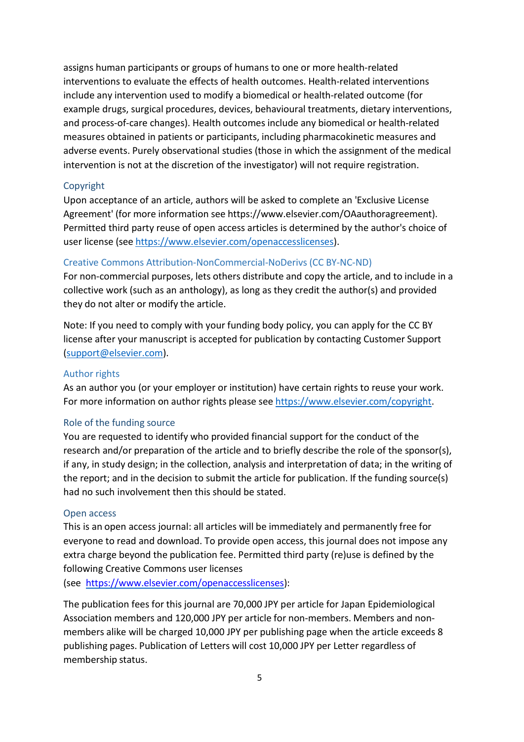assigns human participants or groups of humans to one or more health-related interventions to evaluate the effects of health outcomes. Health-related interventions include any intervention used to modify a biomedical or health-related outcome (for example drugs, surgical procedures, devices, behavioural treatments, dietary interventions, and process-of-care changes). Health outcomes include any biomedical or health-related measures obtained in patients or participants, including pharmacokinetic measures and adverse events. Purely observational studies (those in which the assignment of the medical intervention is not at the discretion of the investigator) will not require registration.

### Copyright

Upon acceptance of an article, authors will be asked to complete an 'Exclusive License Agreement' (for more information see https://www.elsevier.com/OAauthoragreement). Permitted third party reuse of open access articles is determined by the author's choice of user license (see https://www.elsevier.com/openaccesslicenses).

#### Creative Commons Attribution-NonCommercial-NoDerivs (CC BY-NC-ND)

For non-commercial purposes, lets others distribute and copy the article, and to include in a collective work (such as an anthology), as long as they credit the author(s) and provided they do not alter or modify the article.

Note: If you need to comply with your funding body policy, you can apply for the CC BY license after your manuscript is accepted for publication by contacting Customer Support (support@elsevier.com).

### Author rights

As an author you (or your employer or institution) have certain rights to reuse your work. For more information on author rights please see https://www.elsevier.com/copyright.

### Role of the funding source

You are requested to identify who provided financial support for the conduct of the research and/or preparation of the article and to briefly describe the role of the sponsor(s), if any, in study design; in the collection, analysis and interpretation of data; in the writing of the report; and in the decision to submit the article for publication. If the funding source(s) had no such involvement then this should be stated.

### Open access

This is an open access journal: all articles will be immediately and permanently free for everyone to read and download. To provide open access, this journal does not impose any extra charge beyond the publication fee. Permitted third party (re)use is defined by the following Creative Commons user licenses
(see https://www.elsevier.com/openaccesslicenses):

The publication fees for this journal are 70,000 JPY per article for Japan Epidemiological Association members and 120,000 JPY per article for non-members. Members and non-members alike will be charged 10,000 JPY per publishing page when the article exceeds 8 publishing pages. Publication of Letters will cost 10,000 JPY per Letter regardless of membership status.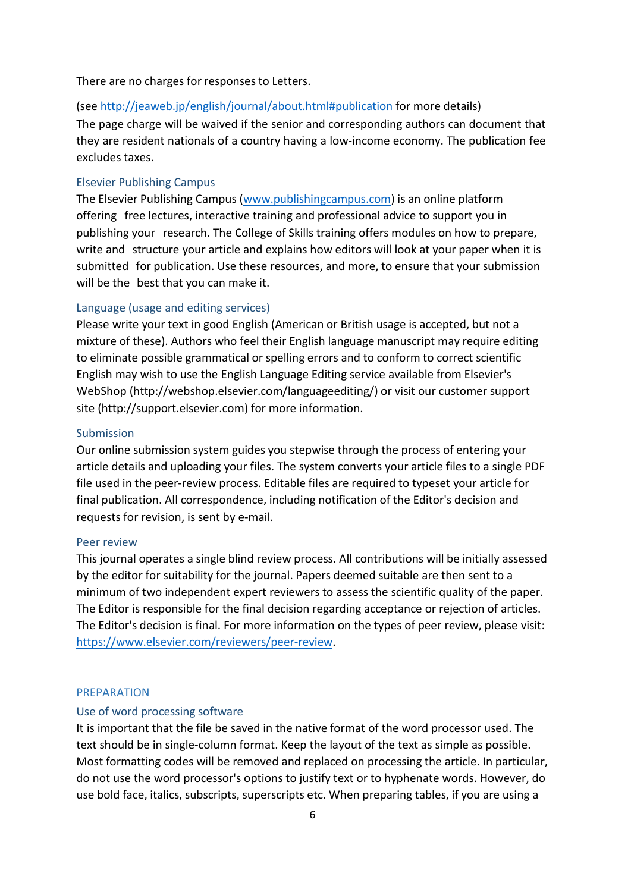There are no charges for responses to Letters.

(see http://jeaweb.jp/english/journal/about.html#publication for more details)
The page charge will be waived if the senior and corresponding authors can document that they are resident nationals of a country having a low-income economy. The publication fee excludes taxes.

### Elsevier Publishing Campus

The Elsevier Publishing Campus (www.publishingcampus.com) is an online platform offering free lectures, interactive training and professional advice to support you in publishing your research. The College of Skills training offers modules on how to prepare, write and structure your article and explains how editors will look at your paper when it is submitted for publication. Use these resources, and more, to ensure that your submission will be the best that you can make it.

### Language (usage and editing services)

Please write your text in good English (American or British usage is accepted, but not a mixture of these). Authors who feel their English language manuscript may require editing to eliminate possible grammatical or spelling errors and to conform to correct scientific English may wish to use the English Language Editing service available from Elsevier's WebShop (http://webshop.elsevier.com/languageediting/) or visit our customer support site (http://support.elsevier.com) for more information.

### Submission

Our online submission system guides you stepwise through the process of entering your article details and uploading your files. The system converts your article files to a single PDF file used in the peer-review process. Editable files are required to typeset your article for final publication. All correspondence, including notification of the Editor's decision and requests for revision, is sent by e-mail.

### Peer review

This journal operates a single blind review process. All contributions will be initially assessed by the editor for suitability for the journal. Papers deemed suitable are then sent to a minimum of two independent expert reviewers to assess the scientific quality of the paper. The Editor is responsible for the final decision regarding acceptance or rejection of articles. The Editor's decision is final. For more information on the types of peer review, please visit: https://www.elsevier.com/reviewers/peer-review.

## PREPARATION

### Use of word processing software

It is important that the file be saved in the native format of the word processor used. The text should be in single-column format. Keep the layout of the text as simple as possible. Most formatting codes will be removed and replaced on processing the article. In particular, do not use the word processor's options to justify text or to hyphenate words. However, do use bold face, italics, subscripts, superscripts etc. When preparing tables, if you are using a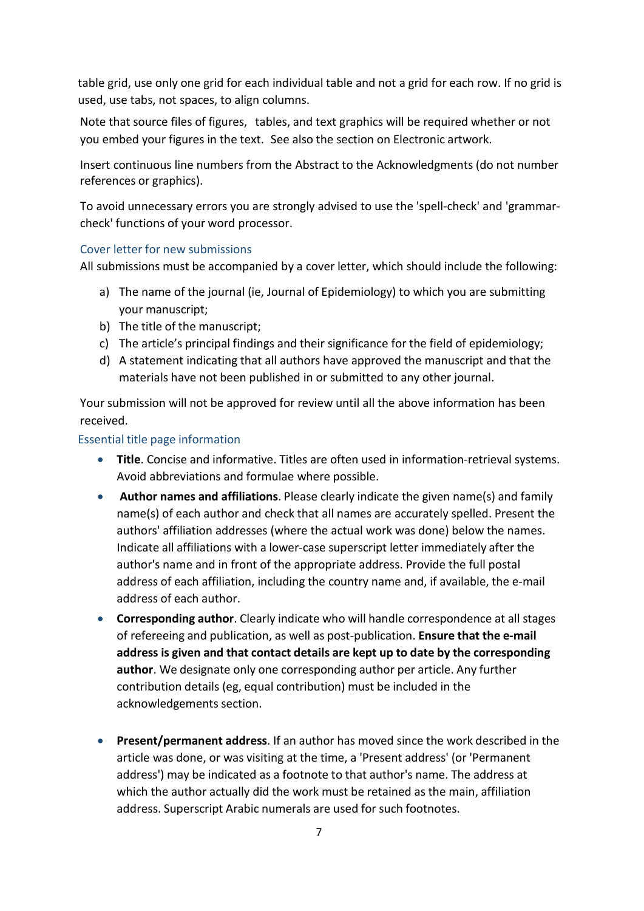table grid, use only one grid for each individual table and not a grid for each row. If no grid is used, use tabs, not spaces, to align columns.

Note that source files of figures, tables, and text graphics will be required whether or not you embed your figures in the text. See also the section on Electronic artwork.

Insert continuous line numbers from the Abstract to the Acknowledgments (do not number references or graphics).

To avoid unnecessary errors you are strongly advised to use the 'spell-check' and 'grammar-check' functions of your word processor.

### Cover letter for new submissions

All submissions must be accompanied by a cover letter, which should include the following:

a) The name of the journal (ie, Journal of Epidemiology) to which you are submitting your manuscript;
b) The title of the manuscript;
c) The article's principal findings and their significance for the field of epidemiology;
d) A statement indicating that all authors have approved the manuscript and that the materials have not been published in or submitted to any other journal.

Your submission will not be approved for review until all the above information has been received.

### Essential title page information

- **Title**. Concise and informative. Titles are often used in information-retrieval systems. Avoid abbreviations and formulae where possible.
- **Author names and affiliations**. Please clearly indicate the given name(s) and family name(s) of each author and check that all names are accurately spelled. Present the authors' affiliation addresses (where the actual work was done) below the names. Indicate all affiliations with a lower-case superscript letter immediately after the author's name and in front of the appropriate address. Provide the full postal address of each affiliation, including the country name and, if available, the e-mail address of each author.
- **Corresponding author**. Clearly indicate who will handle correspondence at all stages of refereeing and publication, as well as post-publication. **Ensure that the e-mail address is given and that contact details are kept up to date by the corresponding author**. We designate only one corresponding author per article. Any further contribution details (eg, equal contribution) must be included in the acknowledgements section.
- **Present/permanent address**. If an author has moved since the work described in the article was done, or was visiting at the time, a 'Present address' (or 'Permanent address') may be indicated as a footnote to that author's name. The address at which the author actually did the work must be retained as the main, affiliation address. Superscript Arabic numerals are used for such footnotes.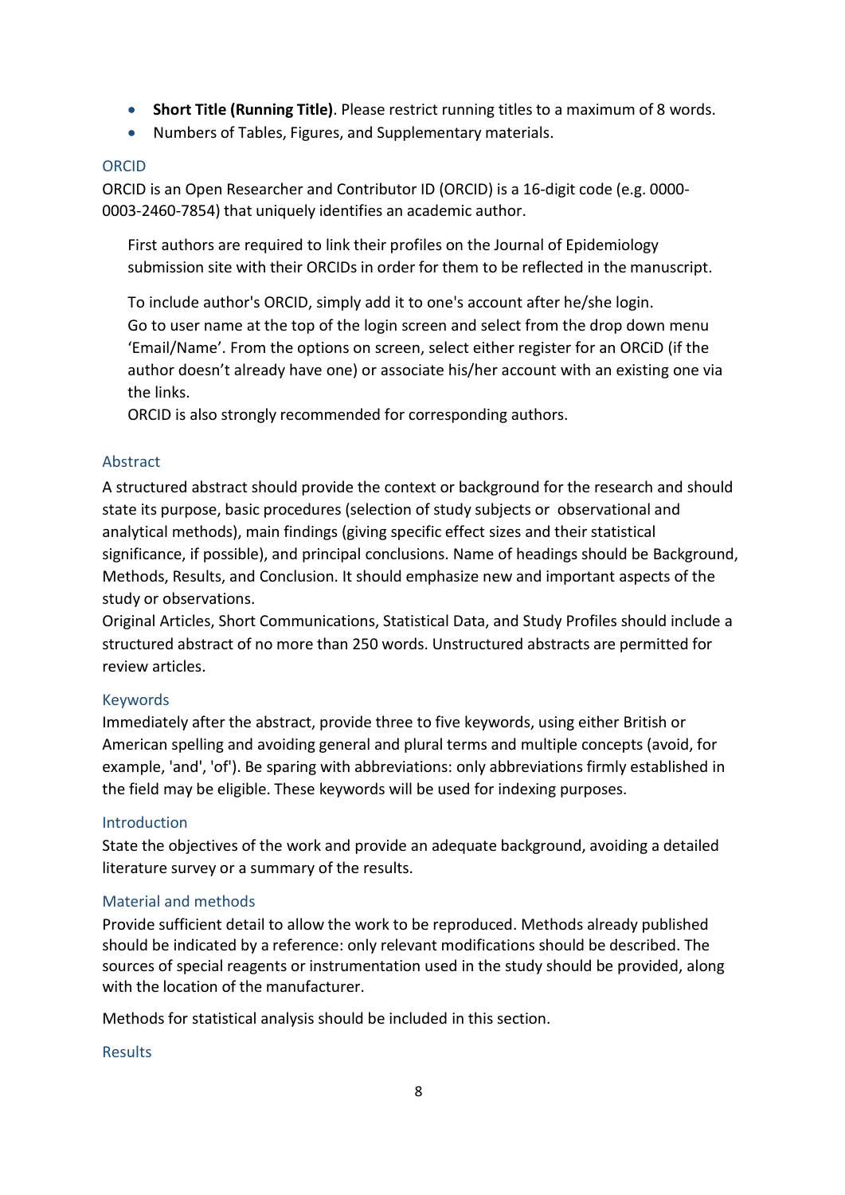- **Short Title (Running Title)**. Please restrict running titles to a maximum of 8 words.
- Numbers of Tables, Figures, and Supplementary materials.

### ORCID

ORCID is an Open Researcher and Contributor ID (ORCID) is a 16-digit code (e.g. 0000-0003-2460-7854) that uniquely identifies an academic author.

> First authors are required to link their profiles on the Journal of Epidemiology submission site with their ORCIDs in order for them to be reflected in the manuscript.
>
> To include author's ORCID, simply add it to one's account after he/she login.
> Go to user name at the top of the login screen and select from the drop down menu 'Email/Name'. From the options on screen, select either register for an ORCiD (if the author doesn't already have one) or associate his/her account with an existing one via the links.
> ORCID is also strongly recommended for corresponding authors.

### Abstract

A structured abstract should provide the context or background for the research and should state its purpose, basic procedures (selection of study subjects or observational and analytical methods), main findings (giving specific effect sizes and their statistical significance, if possible), and principal conclusions. Name of headings should be Background, Methods, Results, and Conclusion. It should emphasize new and important aspects of the study or observations.
Original Articles, Short Communications, Statistical Data, and Study Profiles should include a structured abstract of no more than 250 words. Unstructured abstracts are permitted for review articles.

### Keywords

Immediately after the abstract, provide three to five keywords, using either British or American spelling and avoiding general and plural terms and multiple concepts (avoid, for example, 'and', 'of'). Be sparing with abbreviations: only abbreviations firmly established in the field may be eligible. These keywords will be used for indexing purposes.

### Introduction

State the objectives of the work and provide an adequate background, avoiding a detailed literature survey or a summary of the results.

### Material and methods

Provide sufficient detail to allow the work to be reproduced. Methods already published should be indicated by a reference: only relevant modifications should be described. The sources of special reagents or instrumentation used in the study should be provided, along with the location of the manufacturer.

Methods for statistical analysis should be included in this section.

### Results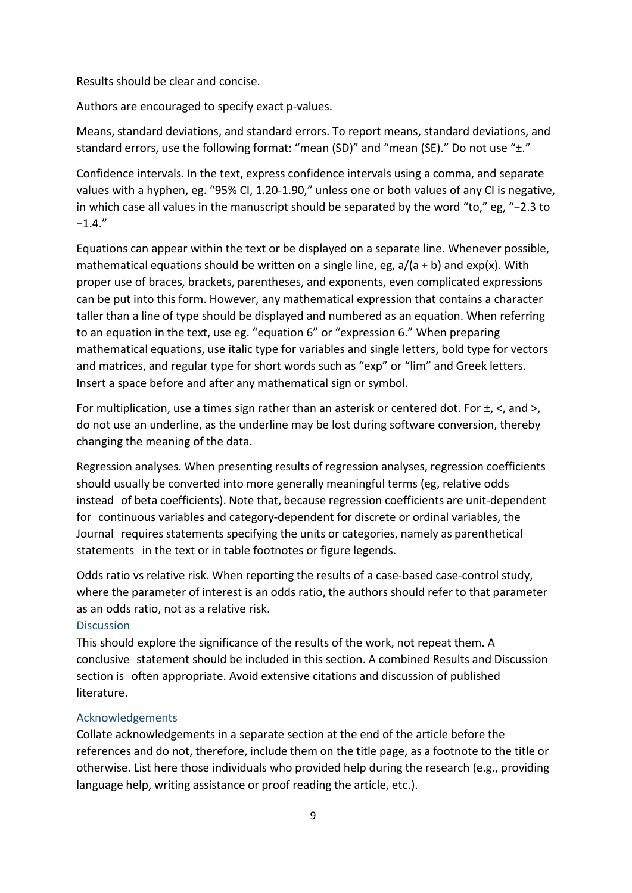Results should be clear and concise.

Authors are encouraged to specify exact p-values.

Means, standard deviations, and standard errors. To report means, standard deviations, and standard errors, use the following format: "mean (SD)" and "mean (SE)." Do not use "±."

Confidence intervals. In the text, express confidence intervals using a comma, and separate values with a hyphen, eg. "95% CI, 1.20-1.90," unless one or both values of any CI is negative, in which case all values in the manuscript should be separated by the word "to," eg, "−2.3 to −1.4."

Equations can appear within the text or be displayed on a separate line. Whenever possible, mathematical equations should be written on a single line, eg, a/(a + b) and exp(x). With proper use of braces, brackets, parentheses, and exponents, even complicated expressions can be put into this form. However, any mathematical expression that contains a character taller than a line of type should be displayed and numbered as an equation. When referring to an equation in the text, use eg. "equation 6" or "expression 6." When preparing mathematical equations, use italic type for variables and single letters, bold type for vectors and matrices, and regular type for short words such as "exp" or "lim" and Greek letters. Insert a space before and after any mathematical sign or symbol.

For multiplication, use a times sign rather than an asterisk or centered dot. For ±, <, and >, do not use an underline, as the underline may be lost during software conversion, thereby changing the meaning of the data.

Regression analyses. When presenting results of regression analyses, regression coefficients should usually be converted into more generally meaningful terms (eg, relative odds instead of beta coefficients). Note that, because regression coefficients are unit-dependent for continuous variables and category-dependent for discrete or ordinal variables, the Journal requires statements specifying the units or categories, namely as parenthetical statements in the text or in table footnotes or figure legends.

Odds ratio vs relative risk. When reporting the results of a case-based case-control study, where the parameter of interest is an odds ratio, the authors should refer to that parameter as an odds ratio, not as a relative risk.

## Discussion

This should explore the significance of the results of the work, not repeat them. A conclusive statement should be included in this section. A combined Results and Discussion section is often appropriate. Avoid extensive citations and discussion of published literature.

## Acknowledgements

Collate acknowledgements in a separate section at the end of the article before the references and do not, therefore, include them on the title page, as a footnote to the title or otherwise. List here those individuals who provided help during the research (e.g., providing language help, writing assistance or proof reading the article, etc.).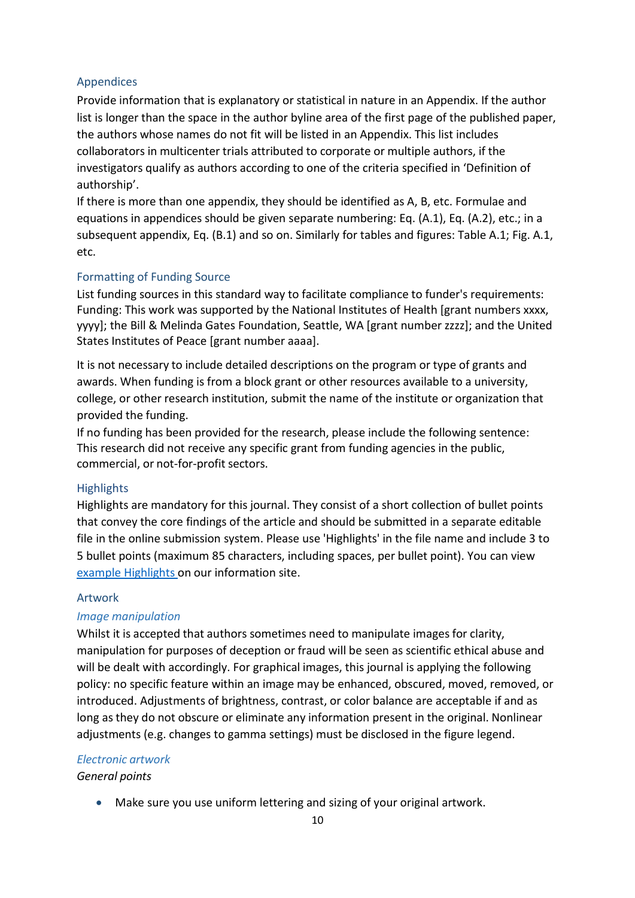## Appendices

Provide information that is explanatory or statistical in nature in an Appendix. If the author list is longer than the space in the author byline area of the first page of the published paper, the authors whose names do not fit will be listed in an Appendix. This list includes collaborators in multicenter trials attributed to corporate or multiple authors, if the investigators qualify as authors according to one of the criteria specified in 'Definition of authorship'.

If there is more than one appendix, they should be identified as A, B, etc. Formulae and equations in appendices should be given separate numbering: Eq. (A.1), Eq. (A.2), etc.; in a subsequent appendix, Eq. (B.1) and so on. Similarly for tables and figures: Table A.1; Fig. A.1, etc.

## Formatting of Funding Source

List funding sources in this standard way to facilitate compliance to funder's requirements: Funding: This work was supported by the National Institutes of Health [grant numbers xxxx, yyyy]; the Bill & Melinda Gates Foundation, Seattle, WA [grant number zzzz]; and the United States Institutes of Peace [grant number aaaa].

It is not necessary to include detailed descriptions on the program or type of grants and awards. When funding is from a block grant or other resources available to a university, college, or other research institution, submit the name of the institute or organization that provided the funding.

If no funding has been provided for the research, please include the following sentence: This research did not receive any specific grant from funding agencies in the public, commercial, or not-for-profit sectors.

## Highlights

Highlights are mandatory for this journal. They consist of a short collection of bullet points that convey the core findings of the article and should be submitted in a separate editable file in the online submission system. Please use 'Highlights' in the file name and include 3 to 5 bullet points (maximum 85 characters, including spaces, per bullet point). You can view example Highlights on our information site.

## Artwork

### *Image manipulation*

Whilst it is accepted that authors sometimes need to manipulate images for clarity, manipulation for purposes of deception or fraud will be seen as scientific ethical abuse and will be dealt with accordingly. For graphical images, this journal is applying the following policy: no specific feature within an image may be enhanced, obscured, moved, removed, or introduced. Adjustments of brightness, contrast, or color balance are acceptable if and as long as they do not obscure or eliminate any information present in the original. Nonlinear adjustments (e.g. changes to gamma settings) must be disclosed in the figure legend.

### *Electronic artwork*

*General points*

- Make sure you use uniform lettering and sizing of your original artwork.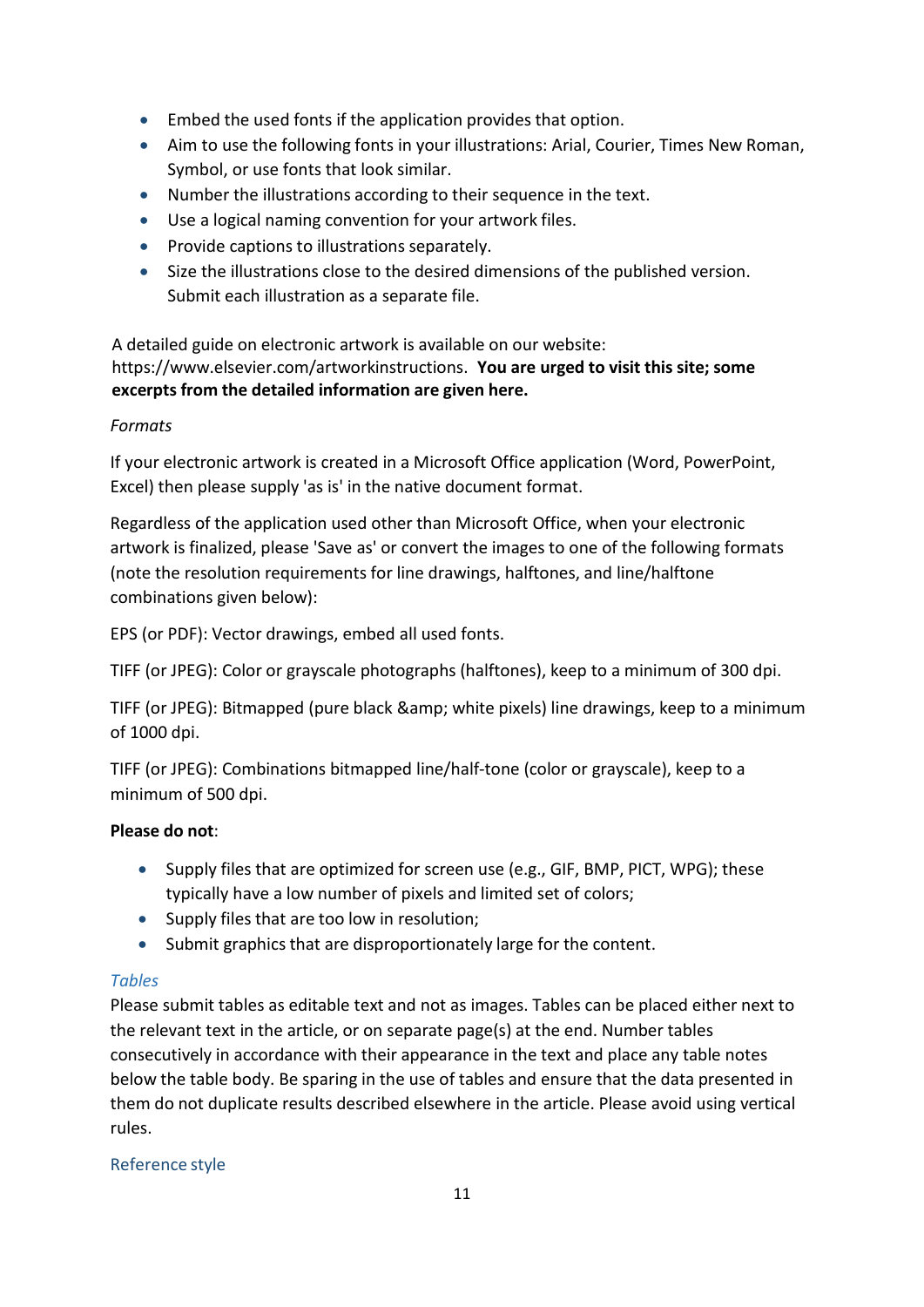- Embed the used fonts if the application provides that option.
- Aim to use the following fonts in your illustrations: Arial, Courier, Times New Roman, Symbol, or use fonts that look similar.
- Number the illustrations according to their sequence in the text.
- Use a logical naming convention for your artwork files.
- Provide captions to illustrations separately.
- Size the illustrations close to the desired dimensions of the published version. Submit each illustration as a separate file.

A detailed guide on electronic artwork is available on our website: https://www.elsevier.com/artworkinstructions. **You are urged to visit this site; some excerpts from the detailed information are given here.**

*Formats*

If your electronic artwork is created in a Microsoft Office application (Word, PowerPoint, Excel) then please supply 'as is' in the native document format.

Regardless of the application used other than Microsoft Office, when your electronic artwork is finalized, please 'Save as' or convert the images to one of the following formats (note the resolution requirements for line drawings, halftones, and line/halftone combinations given below):

EPS (or PDF): Vector drawings, embed all used fonts.

TIFF (or JPEG): Color or grayscale photographs (halftones), keep to a minimum of 300 dpi.

TIFF (or JPEG): Bitmapped (pure black &amp; white pixels) line drawings, keep to a minimum of 1000 dpi.

TIFF (or JPEG): Combinations bitmapped line/half-tone (color or grayscale), keep to a minimum of 500 dpi.

**Please do not**:

- Supply files that are optimized for screen use (e.g., GIF, BMP, PICT, WPG); these typically have a low number of pixels and limited set of colors;
- Supply files that are too low in resolution;
- Submit graphics that are disproportionately large for the content.

### *Tables*

Please submit tables as editable text and not as images. Tables can be placed either next to the relevant text in the article, or on separate page(s) at the end. Number tables consecutively in accordance with their appearance in the text and place any table notes below the table body. Be sparing in the use of tables and ensure that the data presented in them do not duplicate results described elsewhere in the article. Please avoid using vertical rules.

### Reference style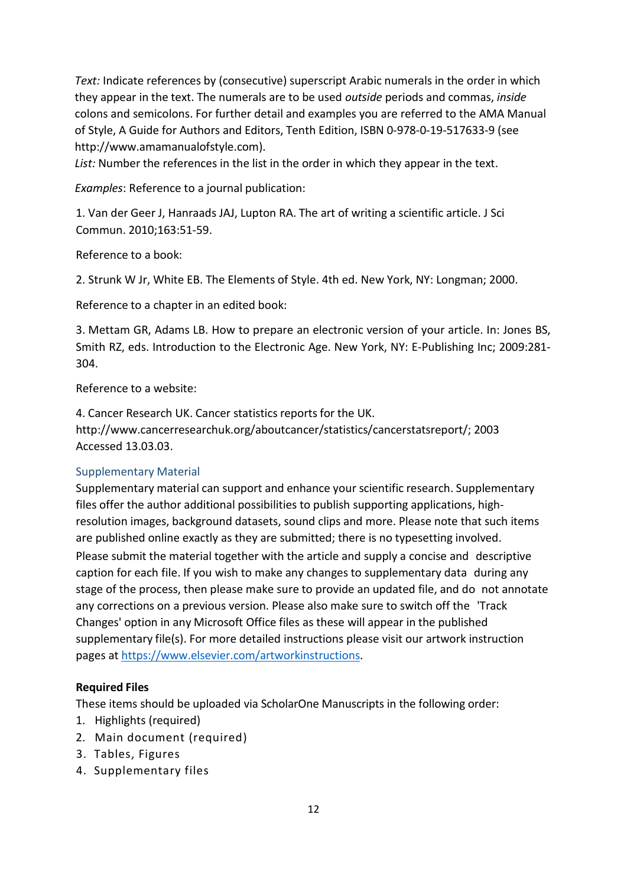*Text:* Indicate references by (consecutive) superscript Arabic numerals in the order in which they appear in the text. The numerals are to be used *outside* periods and commas, *inside* colons and semicolons. For further detail and examples you are referred to the AMA Manual of Style, A Guide for Authors and Editors, Tenth Edition, ISBN 0-978-0-19-517633-9 (see http://www.amamanualofstyle.com).

*List:* Number the references in the list in the order in which they appear in the text.

*Examples*: Reference to a journal publication:

1. Van der Geer J, Hanraads JAJ, Lupton RA. The art of writing a scientific article. J Sci Commun. 2010;163:51-59.

Reference to a book:

2. Strunk W Jr, White EB. The Elements of Style. 4th ed. New York, NY: Longman; 2000.

Reference to a chapter in an edited book:

3. Mettam GR, Adams LB. How to prepare an electronic version of your article. In: Jones BS, Smith RZ, eds. Introduction to the Electronic Age. New York, NY: E-Publishing Inc; 2009:281-304.

Reference to a website:

4. Cancer Research UK. Cancer statistics reports for the UK. http://www.cancerresearchuk.org/aboutcancer/statistics/cancerstatsreport/; 2003 Accessed 13.03.03.

## Supplementary Material

Supplementary material can support and enhance your scientific research. Supplementary files offer the author additional possibilities to publish supporting applications, high-resolution images, background datasets, sound clips and more. Please note that such items are published online exactly as they are submitted; there is no typesetting involved. Please submit the material together with the article and supply a concise and descriptive caption for each file. If you wish to make any changes to supplementary data during any stage of the process, then please make sure to provide an updated file, and do not annotate any corrections on a previous version. Please also make sure to switch off the 'Track Changes' option in any Microsoft Office files as these will appear in the published supplementary file(s). For more detailed instructions please visit our artwork instruction pages at https://www.elsevier.com/artworkinstructions.

**Required Files**

These items should be uploaded via ScholarOne Manuscripts in the following order:

1. Highlights (required)
2. Main document (required)
3. Tables, Figures
4. Supplementary files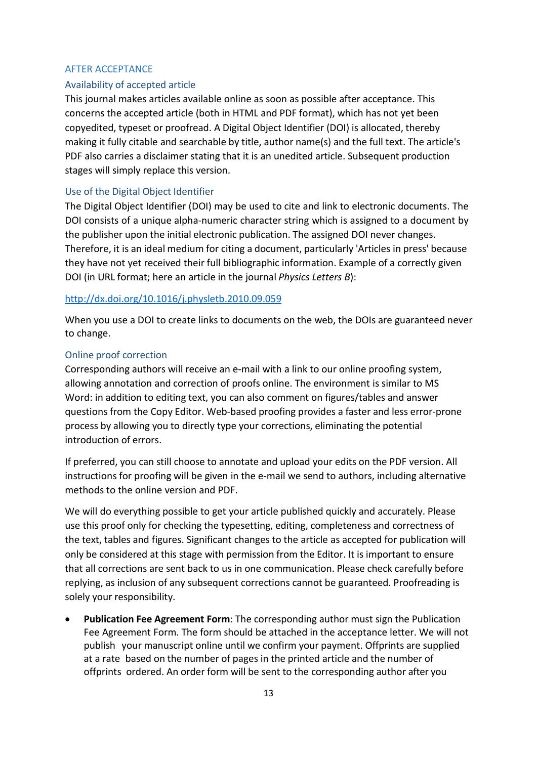## AFTER ACCEPTANCE

### Availability of accepted article

This journal makes articles available online as soon as possible after acceptance. This concerns the accepted article (both in HTML and PDF format), which has not yet been copyedited, typeset or proofread. A Digital Object Identifier (DOI) is allocated, thereby making it fully citable and searchable by title, author name(s) and the full text. The article's PDF also carries a disclaimer stating that it is an unedited article. Subsequent production stages will simply replace this version.

### Use of the Digital Object Identifier

The Digital Object Identifier (DOI) may be used to cite and link to electronic documents. The DOI consists of a unique alpha-numeric character string which is assigned to a document by the publisher upon the initial electronic publication. The assigned DOI never changes. Therefore, it is an ideal medium for citing a document, particularly 'Articles in press' because they have not yet received their full bibliographic information. Example of a correctly given DOI (in URL format; here an article in the journal *Physics Letters B*):

http://dx.doi.org/10.1016/j.physletb.2010.09.059

When you use a DOI to create links to documents on the web, the DOIs are guaranteed never to change.

### Online proof correction

Corresponding authors will receive an e-mail with a link to our online proofing system, allowing annotation and correction of proofs online. The environment is similar to MS Word: in addition to editing text, you can also comment on figures/tables and answer questions from the Copy Editor. Web-based proofing provides a faster and less error-prone process by allowing you to directly type your corrections, eliminating the potential introduction of errors.

If preferred, you can still choose to annotate and upload your edits on the PDF version. All instructions for proofing will be given in the e-mail we send to authors, including alternative methods to the online version and PDF.

We will do everything possible to get your article published quickly and accurately. Please use this proof only for checking the typesetting, editing, completeness and correctness of the text, tables and figures. Significant changes to the article as accepted for publication will only be considered at this stage with permission from the Editor. It is important to ensure that all corrections are sent back to us in one communication. Please check carefully before replying, as inclusion of any subsequent corrections cannot be guaranteed. Proofreading is solely your responsibility.

- **Publication Fee Agreement Form**: The corresponding author must sign the Publication Fee Agreement Form. The form should be attached in the acceptance letter. We will not publish your manuscript online until we confirm your payment. Offprints are supplied at a rate based on the number of pages in the printed article and the number of offprints ordered. An order form will be sent to the corresponding author after you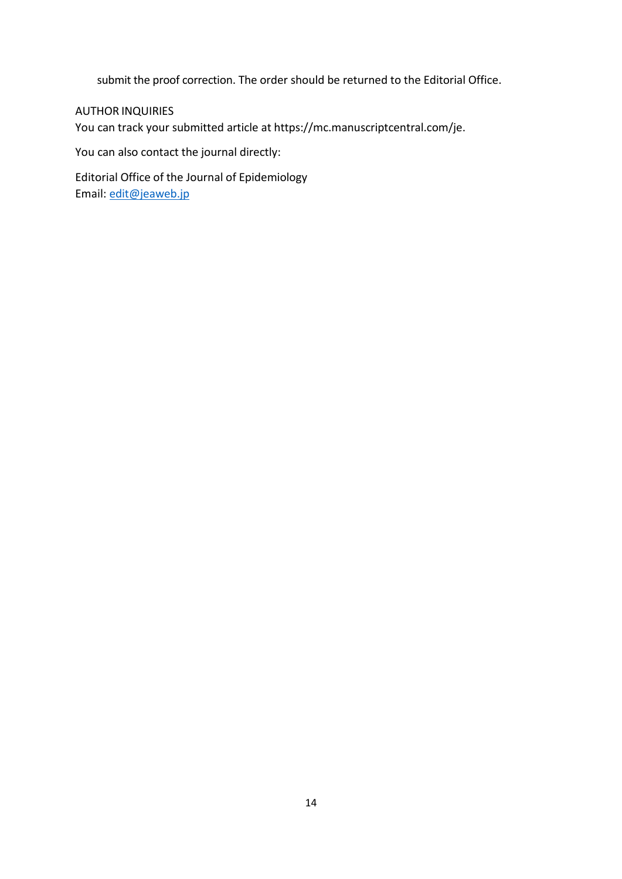submit the proof correction. The order should be returned to the Editorial Office.

AUTHOR INQUIRIES

You can track your submitted article at https://mc.manuscriptcentral.com/je.

You can also contact the journal directly:

Editorial Office of the Journal of Epidemiology
Email: edit@jeaweb.jp